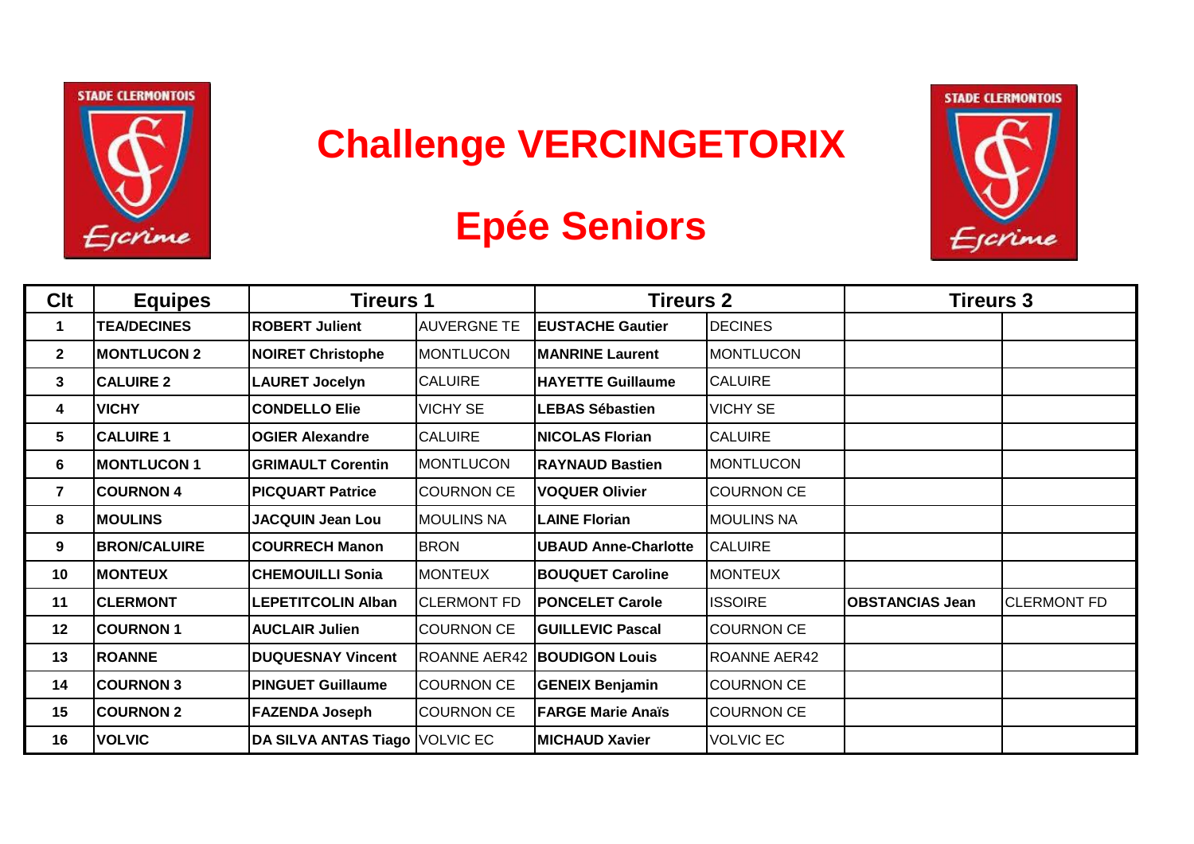# Challenge VERCINGETORIX

## Epée Seniors

| Clt | Equipes | Tireurs 1 | | Tireurs 2 | | Tireurs 3 | |
|---|---|---|---|---|---|---|---|
| 1 | **TEA/DECINES** | **ROBERT Julient** | AUVERGNE TE | **EUSTACHE Gautier** | DECINES | | |
| 2 | **MONTLUCON 2** | **NOIRET Christophe** | MONTLUCON | **MANRINE Laurent** | MONTLUCON | | |
| 3 | **CALUIRE 2** | **LAURET Jocelyn** | CALUIRE | **HAYETTE Guillaume** | CALUIRE | | |
| 4 | **VICHY** | **CONDELLO Elie** | VICHY SE | **LEBAS Sébastien** | VICHY SE | | |
| 5 | **CALUIRE 1** | **OGIER Alexandre** | CALUIRE | **NICOLAS Florian** | CALUIRE | | |
| 6 | **MONTLUCON 1** | **GRIMAULT Corentin** | MONTLUCON | **RAYNAUD Bastien** | MONTLUCON | | |
| 7 | **COURNON 4** | **PICQUART Patrice** | COURNON CE | **VOQUER Olivier** | COURNON CE | | |
| 8 | **MOULINS** | **JACQUIN Jean Lou** | MOULINS NA | **LAINE Florian** | MOULINS NA | | |
| 9 | **BRON/CALUIRE** | **COURRECH Manon** | BRON | **UBAUD Anne-Charlotte** | CALUIRE | | |
| 10 | **MONTEUX** | **CHEMOUILLI Sonia** | MONTEUX | **BOUQUET Caroline** | MONTEUX | | |
| 11 | **CLERMONT** | **LEPETITCOLIN Alban** | CLERMONT FD | **PONCELET Carole** | ISSOIRE | **OBSTANCIAS Jean** | CLERMONT FD |
| 12 | **COURNON 1** | **AUCLAIR Julien** | COURNON CE | **GUILLEVIC Pascal** | COURNON CE | | |
| 13 | **ROANNE** | **DUQUESNAY Vincent** | ROANNE AER42 | **BOUDIGON Louis** | ROANNE AER42 | | |
| 14 | **COURNON 3** | **PINGUET Guillaume** | COURNON CE | **GENEIX Benjamin** | COURNON CE | | |
| 15 | **COURNON 2** | **FAZENDA Joseph** | COURNON CE | **FARGE Marie Anaïs** | COURNON CE | | |
| 16 | **VOLVIC** | **DA SILVA ANTAS Tiago** | VOLVIC EC | **MICHAUD Xavier** | VOLVIC EC | | |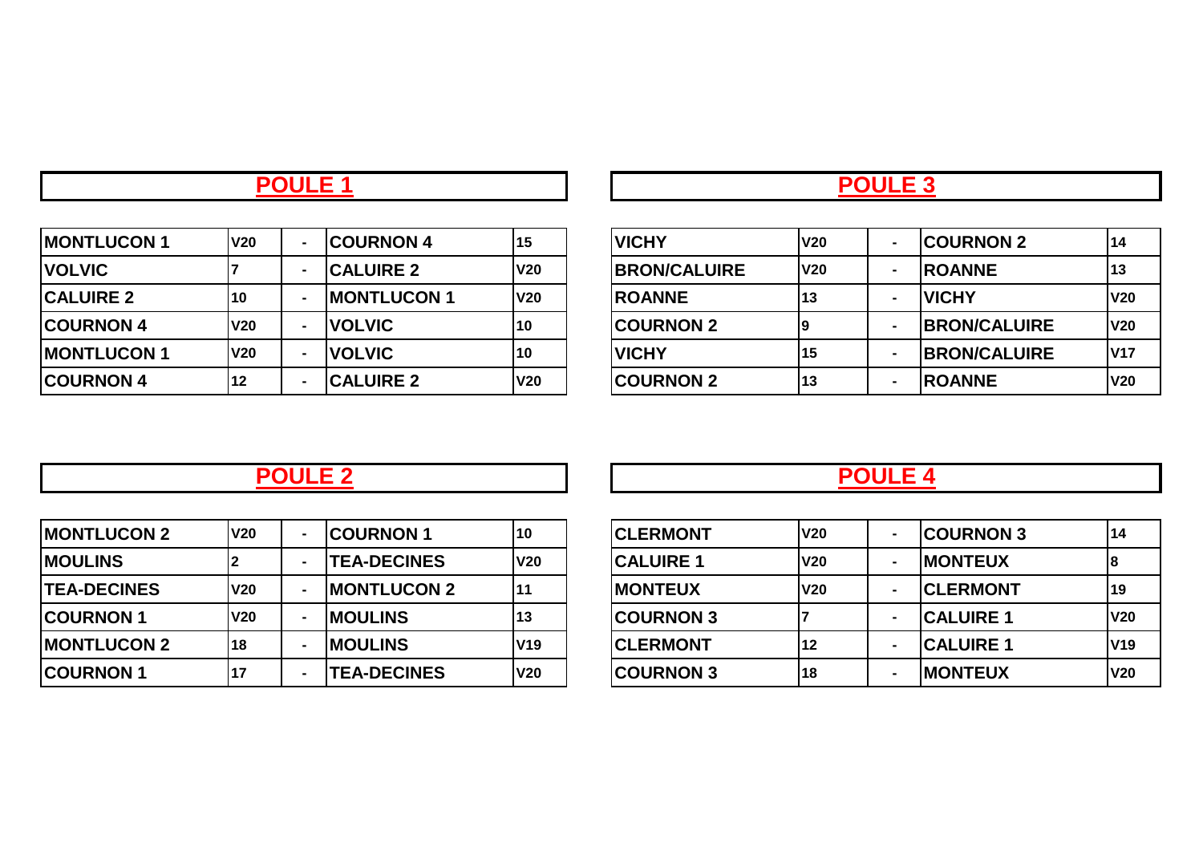## POULE 1

| | | | | |
|---|---|---|---|---|
| MONTLUCON 1 | V20 | - | COURNON 4 | 15 |
| VOLVIC | 7 | - | CALUIRE 2 | V20 |
| CALUIRE 2 | 10 | - | MONTLUCON 1 | V20 |
| COURNON 4 | V20 | - | VOLVIC | 10 |
| MONTLUCON 1 | V20 | - | VOLVIC | 10 |
| COURNON 4 | 12 | - | CALUIRE 2 | V20 |

## POULE 3

| | | | | |
|---|---|---|---|---|
| VICHY | V20 | - | COURNON 2 | 14 |
| BRON/CALUIRE | V20 | - | ROANNE | 13 |
| ROANNE | 13 | - | VICHY | V20 |
| COURNON 2 | 9 | - | BRON/CALUIRE | V20 |
| VICHY | 15 | - | BRON/CALUIRE | V17 |
| COURNON 2 | 13 | - | ROANNE | V20 |

## POULE 2

| | | | | |
|---|---|---|---|---|
| MONTLUCON 2 | V20 | - | COURNON 1 | 10 |
| MOULINS | 2 | - | TEA-DECINES | V20 |
| TEA-DECINES | V20 | - | MONTLUCON 2 | 11 |
| COURNON 1 | V20 | - | MOULINS | 13 |
| MONTLUCON 2 | 18 | - | MOULINS | V19 |
| COURNON 1 | 17 | - | TEA-DECINES | V20 |

## POULE 4

| | | | | |
|---|---|---|---|---|
| CLERMONT | V20 | - | COURNON 3 | 14 |
| CALUIRE 1 | V20 | - | MONTEUX | 8 |
| MONTEUX | V20 | - | CLERMONT | 19 |
| COURNON 3 | 7 | - | CALUIRE 1 | V20 |
| CLERMONT | 12 | - | CALUIRE 1 | V19 |
| COURNON 3 | 18 | - | MONTEUX | V20 |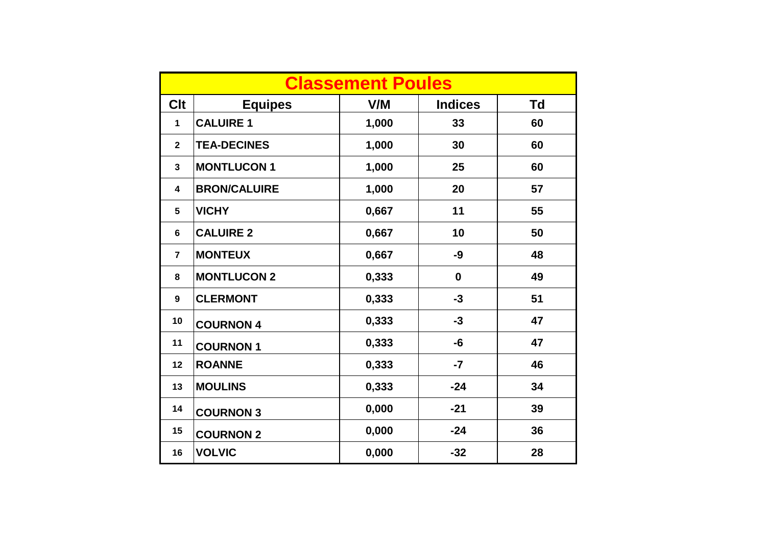| Classement Poules | | | | |
|---|---|---|---|---|
| **Clt** | **Equipes** | **V/M** | **Indices** | **Td** |
| 1 | CALUIRE 1 | 1,000 | 33 | 60 |
| 2 | TEA-DECINES | 1,000 | 30 | 60 |
| 3 | MONTLUCON 1 | 1,000 | 25 | 60 |
| 4 | BRON/CALUIRE | 1,000 | 20 | 57 |
| 5 | VICHY | 0,667 | 11 | 55 |
| 6 | CALUIRE 2 | 0,667 | 10 | 50 |
| 7 | MONTEUX | 0,667 | -9 | 48 |
| 8 | MONTLUCON 2 | 0,333 | 0 | 49 |
| 9 | CLERMONT | 0,333 | -3 | 51 |
| 10 | COURNON 4 | 0,333 | -3 | 47 |
| 11 | COURNON 1 | 0,333 | -6 | 47 |
| 12 | ROANNE | 0,333 | -7 | 46 |
| 13 | MOULINS | 0,333 | -24 | 34 |
| 14 | COURNON 3 | 0,000 | -21 | 39 |
| 15 | COURNON 2 | 0,000 | -24 | 36 |
| 16 | VOLVIC | 0,000 | -32 | 28 |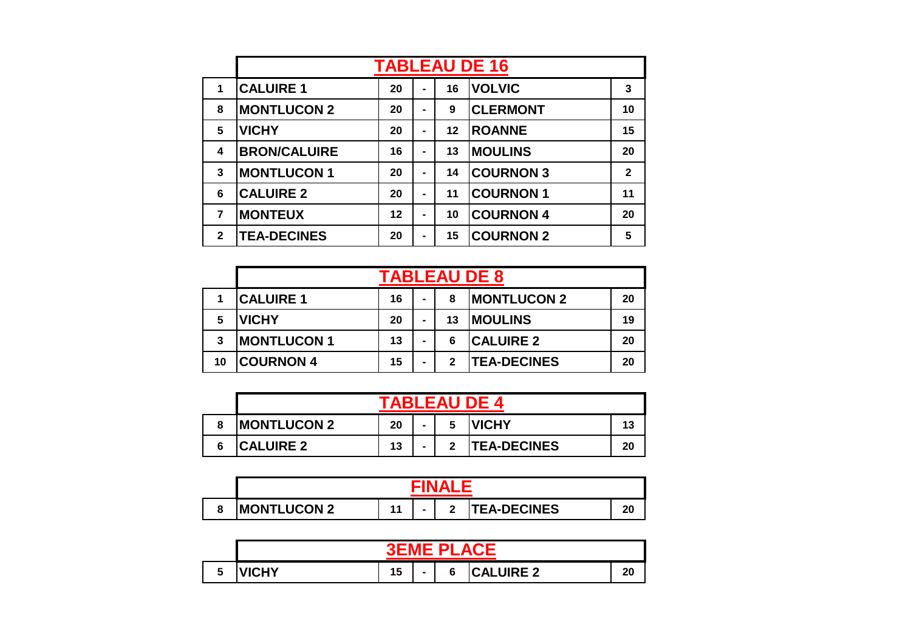## TABLEAU DE 16

| | | | | | | |
|---|---|---|---|---|---|---|
| 1 | CALUIRE 1 | 20 | - | 16 | VOLVIC | 3 |
| 8 | MONTLUCON 2 | 20 | - | 9 | CLERMONT | 10 |
| 5 | VICHY | 20 | - | 12 | ROANNE | 15 |
| 4 | BRON/CALUIRE | 16 | - | 13 | MOULINS | 20 |
| 3 | MONTLUCON 1 | 20 | - | 14 | COURNON 3 | 2 |
| 6 | CALUIRE 2 | 20 | - | 11 | COURNON 1 | 11 |
| 7 | MONTEUX | 12 | - | 10 | COURNON 4 | 20 |
| 2 | TEA-DECINES | 20 | - | 15 | COURNON 2 | 5 |

## TABLEAU DE 8

| | | | | | | |
|---|---|---|---|---|---|---|
| 1 | CALUIRE 1 | 16 | - | 8 | MONTLUCON 2 | 20 |
| 5 | VICHY | 20 | - | 13 | MOULINS | 19 |
| 3 | MONTLUCON 1 | 13 | - | 6 | CALUIRE 2 | 20 |
| 10 | COURNON 4 | 15 | - | 2 | TEA-DECINES | 20 |

## TABLEAU DE 4

| | | | | | | |
|---|---|---|---|---|---|---|
| 8 | MONTLUCON 2 | 20 | - | 5 | VICHY | 13 |
| 6 | CALUIRE 2 | 13 | - | 2 | TEA-DECINES | 20 |

## FINALE

| | | | | | | |
|---|---|---|---|---|---|---|
| 8 | MONTLUCON 2 | 11 | - | 2 | TEA-DECINES | 20 |

## 3EME PLACE

| | | | | | | |
|---|---|---|---|---|---|---|
| 5 | VICHY | 15 | - | 6 | CALUIRE 2 | 20 |